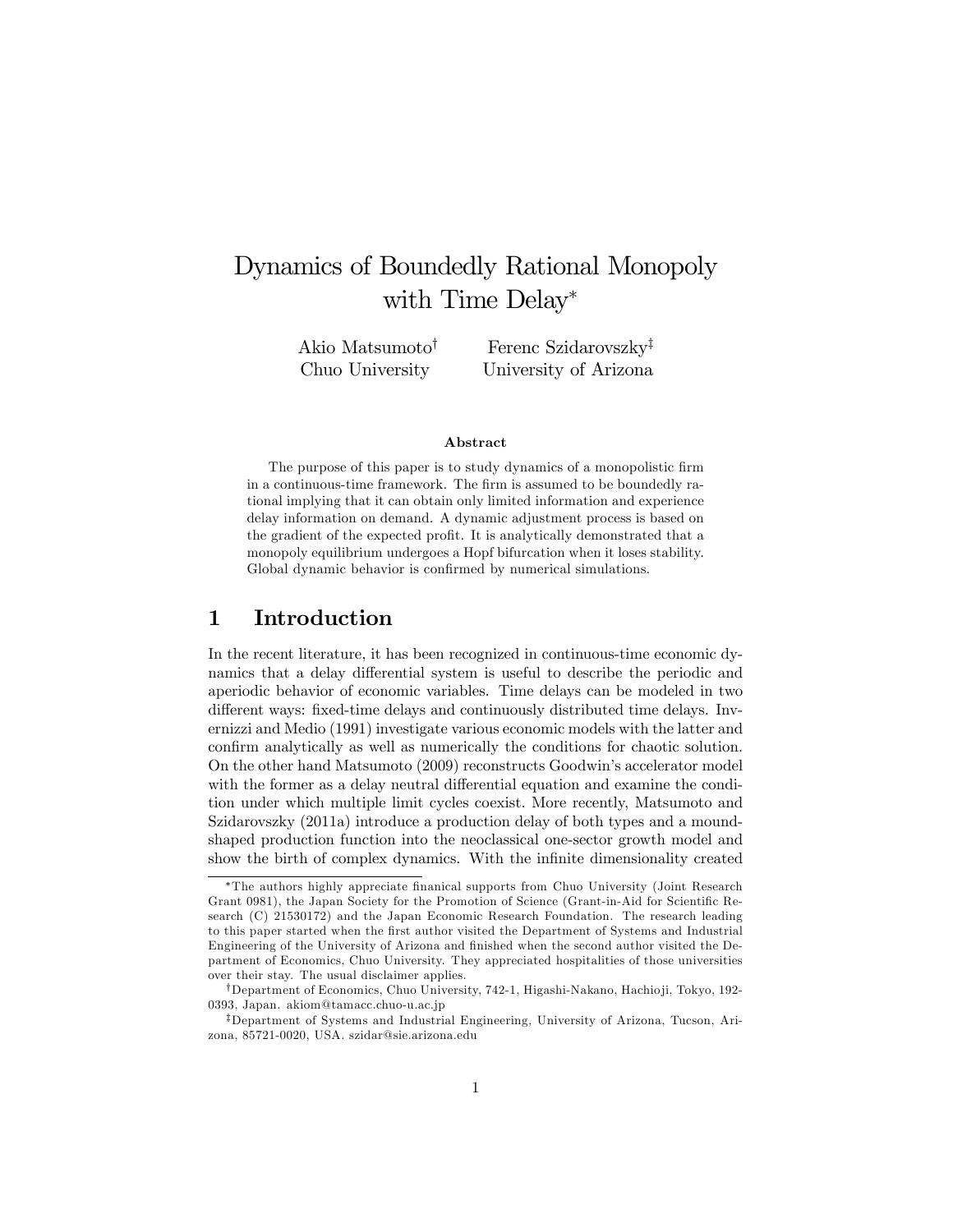# Dynamics of Boundedly Rational Monopoly with Time Delay*

Akio Matsumoto[†] Chuo University

Ferenc Szidarovszky[‡] University of Arizona

### Abstract

The purpose of this paper is to study dynamics of a monopolistic firm in a continuous-time framework. The firm is assumed to be boundedly rational implying that it can obtain only limited information and experience delay information on demand. A dynamic adjustment process is based on the gradient of the expected profit. It is analytically demonstrated that a monopoly equilibrium undergoes a Hopf bifurcation when it loses stability. Global dynamic behavior is confirmed by numerical simulations.

## 1 Introduction

In the recent literature, it has been recognized in continuous-time economic dynamics that a delay differential system is useful to describe the periodic and aperiodic behavior of economic variables. Time delays can be modeled in two different ways: fixed-time delays and continuously distributed time delays. Invernizzi and Medio (1991) investigate various economic models with the latter and confirm analytically as well as numerically the conditions for chaotic solution. On the other hand Matsumoto (2009) reconstructs Goodwin's accelerator model with the former as a delay neutral differential equation and examine the condition under which multiple limit cycles coexist. More recently, Matsumoto and Szidarovszky (2011a) introduce a production delay of both types and a mound-shaped production function into the neoclassical one-sector growth model and show the birth of complex dynamics. With the infinite dimensionality created

---

*The authors highly appreciate finanical supports from Chuo University (Joint Research Grant 0981), the Japan Society for the Promotion of Science (Grant-in-Aid for Scientific Research (C) 21530172) and the Japan Economic Research Foundation. The research leading to this paper started when the first author visited the Department of Systems and Industrial Engineering of the University of Arizona and finished when the second author visited the Department of Economics, Chuo University. They appreciated hospitalities of those universities over their stay. The usual disclaimer applies.

[†]Department of Economics, Chuo University, 742-1, Higashi-Nakano, Hachioji, Tokyo, 192-0393, Japan. akiom@tamacc.chuo-u.ac.jp

[‡]Department of Systems and Industrial Engineering, University of Arizona, Tucson, Arizona, 85721-0020, USA. szidar@sie.arizona.edu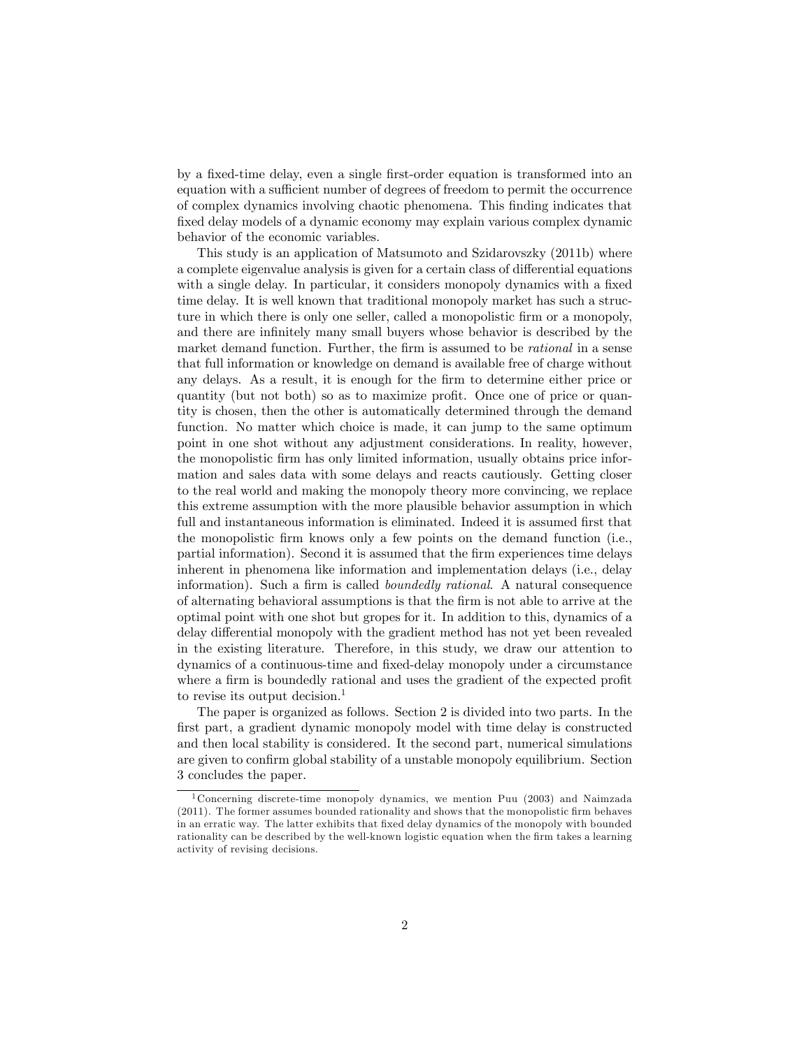by a fixed-time delay, even a single first-order equation is transformed into an equation with a sufficient number of degrees of freedom to permit the occurrence of complex dynamics involving chaotic phenomena. This finding indicates that fixed delay models of a dynamic economy may explain various complex dynamic behavior of the economic variables.

This study is an application of Matsumoto and Szidarovszky (2011b) where a complete eigenvalue analysis is given for a certain class of differential equations with a single delay. In particular, it considers monopoly dynamics with a fixed time delay. It is well known that traditional monopoly market has such a structure in which there is only one seller, called a monopolistic firm or a monopoly, and there are infinitely many small buyers whose behavior is described by the market demand function. Further, the firm is assumed to be *rational* in a sense that full information or knowledge on demand is available free of charge without any delays. As a result, it is enough for the firm to determine either price or quantity (but not both) so as to maximize profit. Once one of price or quantity is chosen, then the other is automatically determined through the demand function. No matter which choice is made, it can jump to the same optimum point in one shot without any adjustment considerations. In reality, however, the monopolistic firm has only limited information, usually obtains price information and sales data with some delays and reacts cautiously. Getting closer to the real world and making the monopoly theory more convincing, we replace this extreme assumption with the more plausible behavior assumption in which full and instantaneous information is eliminated. Indeed it is assumed first that the monopolistic firm knows only a few points on the demand function (i.e., partial information). Second it is assumed that the firm experiences time delays inherent in phenomena like information and implementation delays (i.e., delay information). Such a firm is called *boundedly rational*. A natural consequence of alternating behavioral assumptions is that the firm is not able to arrive at the optimal point with one shot but gropes for it. In addition to this, dynamics of a delay differential monopoly with the gradient method has not yet been revealed in the existing literature. Therefore, in this study, we draw our attention to dynamics of a continuous-time and fixed-delay monopoly under a circumstance where a firm is boundedly rational and uses the gradient of the expected profit to revise its output decision.[1]

The paper is organized as follows. Section 2 is divided into two parts. In the first part, a gradient dynamic monopoly model with time delay is constructed and then local stability is considered. It the second part, numerical simulations are given to confirm global stability of a unstable monopoly equilibrium. Section 3 concludes the paper.

[1] Concerning discrete-time monopoly dynamics, we mention Puu (2003) and Naimzada (2011). The former assumes bounded rationality and shows that the monopolistic firm behaves in an erratic way. The latter exhibits that fixed delay dynamics of the monopoly with bounded rationality can be described by the well-known logistic equation when the firm takes a learning activity of revising decisions.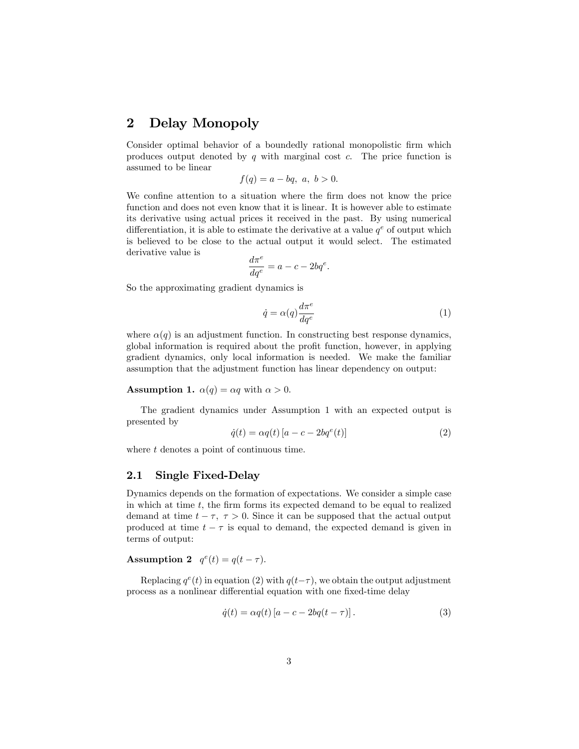## 2 Delay Monopoly

Consider optimal behavior of a boundedly rational monopolistic firm which produces output denoted by $q$ with marginal cost $c$. The price function is assumed to be linear

$$f(q) = a - bq, \ a, \ b > 0.$$

We confine attention to a situation where the firm does not know the price function and does not even know that it is linear. It is however able to estimate its derivative using actual prices it received in the past. By using numerical differentiation, it is able to estimate the derivative at a value $q^e$ of output which is believed to be close to the actual output it would select. The estimated derivative value is

$$\frac{d\pi^e}{dq^e} = a - c - 2bq^e.$$

So the approximating gradient dynamics is

$$\dot{q} = \alpha(q)\frac{d\pi^e}{dq^e} \tag{1}$$

where $\alpha(q)$ is an adjustment function. In constructing best response dynamics, global information is required about the profit function, however, in applying gradient dynamics, only local information is needed. We make the familiar assumption that the adjustment function has linear dependency on output:

**Assumption 1.** $\alpha(q) = \alpha q$ with $\alpha > 0$.

The gradient dynamics under Assumption 1 with an expected output is presented by

$$\dot{q}(t) = \alpha q(t)\left[a - c - 2bq^e(t)\right] \tag{2}$$

where $t$ denotes a point of continuous time.

### 2.1 Single Fixed-Delay

Dynamics depends on the formation of expectations. We consider a simple case in which at time $t$, the firm forms its expected demand to be equal to realized demand at time $t - \tau, \ \tau > 0$. Since it can be supposed that the actual output produced at time $t - \tau$ is equal to demand, the expected demand is given in terms of output:

**Assumption 2** $q^e(t) = q(t - \tau)$.

Replacing $q^e(t)$ in equation (2) with $q(t-\tau)$, we obtain the output adjustment process as a nonlinear differential equation with one fixed-time delay

$$\dot{q}(t) = \alpha q(t)\left[a - c - 2bq(t - \tau)\right]. \tag{3}$$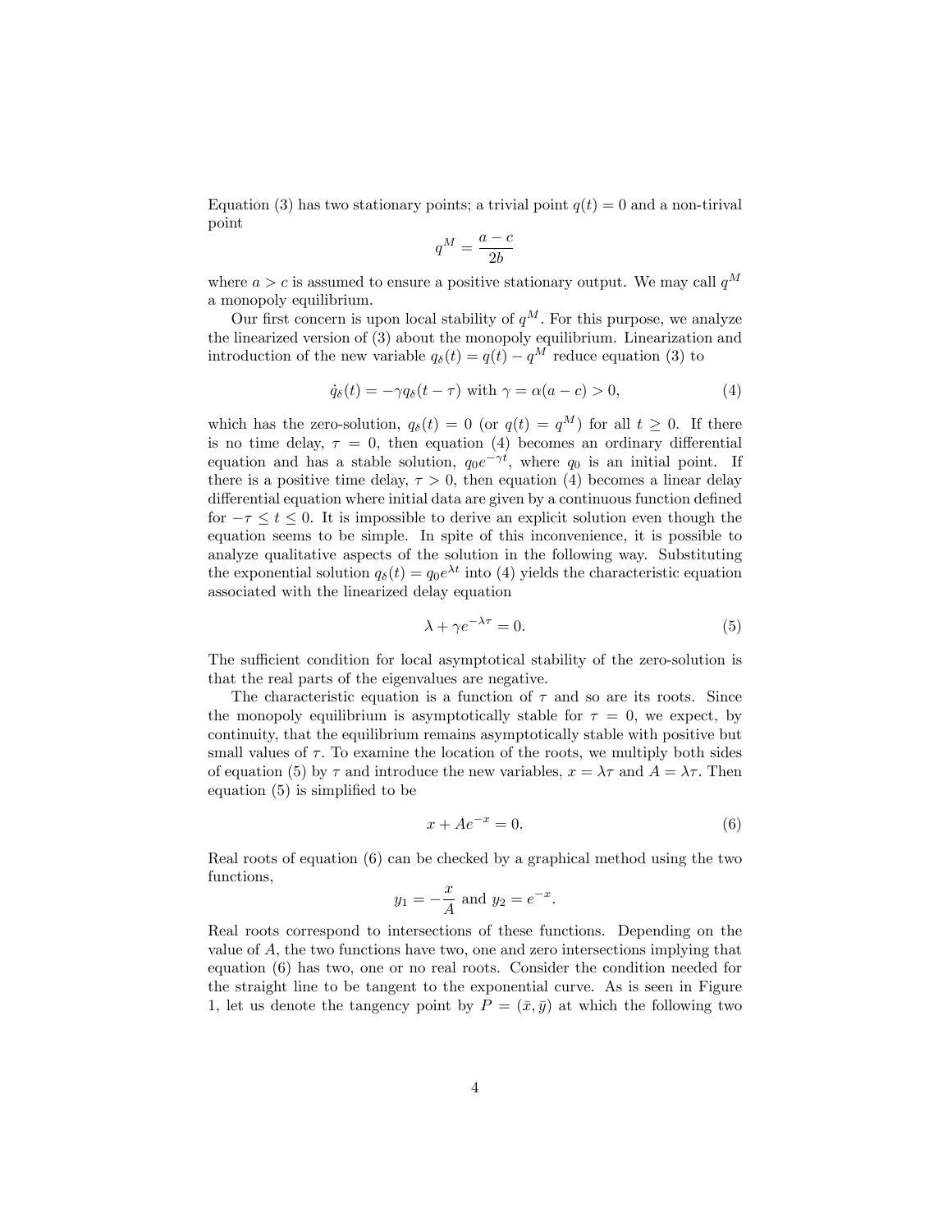Equation (3) has two stationary points; a trivial point $q(t) = 0$ and a non-tirival point

$$q^M = \frac{a-c}{2b}$$

where $a > c$ is assumed to ensure a positive stationary output. We may call $q^M$ a monopoly equilibrium.

Our first concern is upon local stability of $q^M$. For this purpose, we analyze the linearized version of (3) about the monopoly equilibrium. Linearization and introduction of the new variable $q_\delta(t) = q(t) - q^M$ reduce equation (3) to

$$\dot{q}_\delta(t) = -\gamma q_\delta(t-\tau) \text{ with } \gamma = \alpha(a-c) > 0, \tag{4}$$

which has the zero-solution, $q_\delta(t) = 0$ (or $q(t) = q^M$) for all $t \geq 0$. If there is no time delay, $\tau = 0$, then equation (4) becomes an ordinary differential equation and has a stable solution, $q_0 e^{-\gamma t}$, where $q_0$ is an initial point. If there is a positive time delay, $\tau > 0$, then equation (4) becomes a linear delay differential equation where initial data are given by a continuous function defined for $-\tau \leq t \leq 0$. It is impossible to derive an explicit solution even though the equation seems to be simple. In spite of this inconvenience, it is possible to analyze qualitative aspects of the solution in the following way. Substituting the exponential solution $q_\delta(t) = q_0 e^{\lambda t}$ into (4) yields the characteristic equation associated with the linearized delay equation

$$\lambda + \gamma e^{-\lambda\tau} = 0. \tag{5}$$

The sufficient condition for local asymptotical stability of the zero-solution is that the real parts of the eigenvalues are negative.

The characteristic equation is a function of $\tau$ and so are its roots. Since the monopoly equilibrium is asymptotically stable for $\tau = 0$, we expect, by continuity, that the equilibrium remains asymptotically stable with positive but small values of $\tau$. To examine the location of the roots, we multiply both sides of equation (5) by $\tau$ and introduce the new variables, $x = \lambda\tau$ and $A = \lambda\tau$. Then equation (5) is simplified to be

$$x + Ae^{-x} = 0. \tag{6}$$

Real roots of equation (6) can be checked by a graphical method using the two functions,

$$y_1 = -\frac{x}{A} \text{ and } y_2 = e^{-x}.$$

Real roots correspond to intersections of these functions. Depending on the value of $A$, the two functions have two, one and zero intersections implying that equation (6) has two, one or no real roots. Consider the condition needed for the straight line to be tangent to the exponential curve. As is seen in Figure 1, let us denote the tangency point by $P = (\bar{x}, \bar{y})$ at which the following two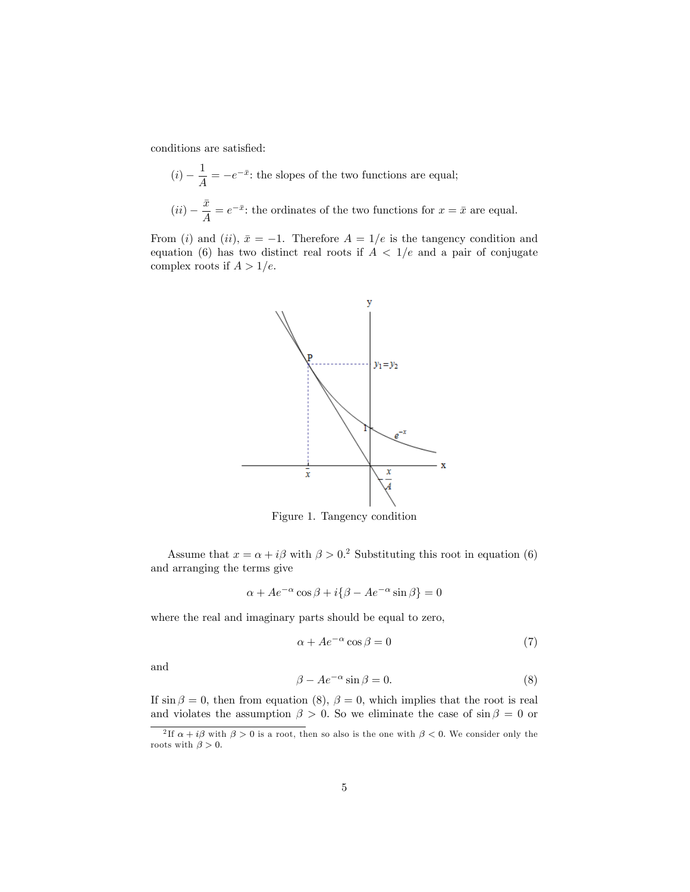conditions are satisfied:

$(i) -\dfrac{1}{A} = -e^{-\bar{x}}$: the slopes of the two functions are equal;

$(ii) -\dfrac{\bar{x}}{A} = e^{-\bar{x}}$: the ordinates of the two functions for $x = \bar{x}$ are equal.

From $(i)$ and $(ii)$, $\bar{x} = -1$. Therefore $A = 1/e$ is the tangency condition and equation (6) has two distinct real roots if $A < 1/e$ and a pair of conjugate complex roots if $A > 1/e$.

Figure 1. Tangency condition

Assume that $x = \alpha + i\beta$ with $\beta > 0$.[2] Substituting this root in equation (6) and arranging the terms give

$$\alpha + Ae^{-\alpha}\cos\beta + i\{\beta - Ae^{-\alpha}\sin\beta\} = 0$$

where the real and imaginary parts should be equal to zero,

$$\alpha + Ae^{-\alpha}\cos\beta = 0 \tag{7}$$

and

$$\beta - Ae^{-\alpha}\sin\beta = 0. \tag{8}$$

If $\sin\beta = 0$, then from equation (8), $\beta = 0$, which implies that the root is real and violates the assumption $\beta > 0$. So we eliminate the case of $\sin\beta = 0$ or

[2] If $\alpha + i\beta$ with $\beta > 0$ is a root, then so also is the one with $\beta < 0$. We consider only the roots with $\beta > 0$.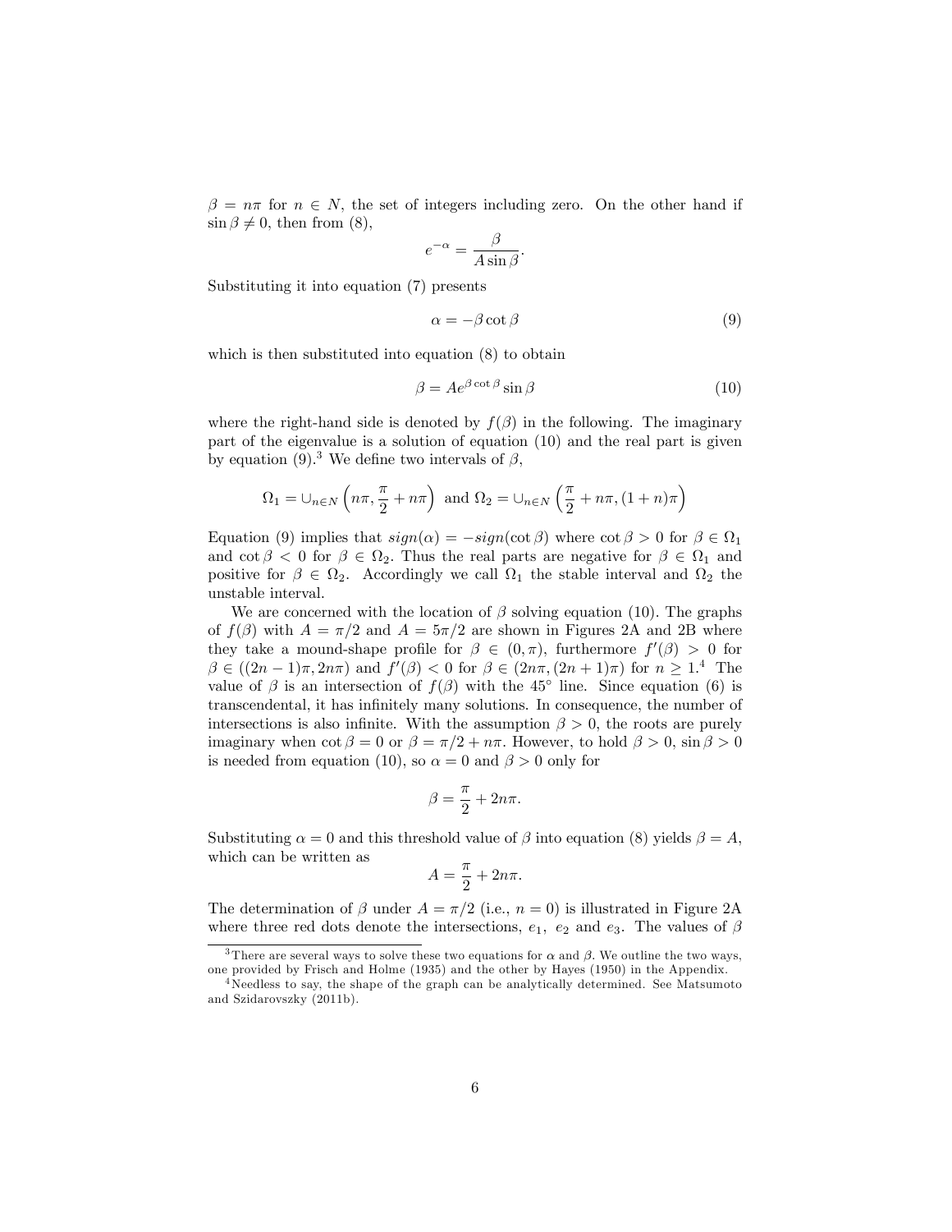$\beta = n\pi$ for $n \in N$, the set of integers including zero. On the other hand if $\sin \beta \neq 0$, then from (8),

$$e^{-\alpha} = \frac{\beta}{A \sin \beta}.$$

Substituting it into equation (7) presents

$$\alpha = -\beta \cot \beta \tag{9}$$

which is then substituted into equation (8) to obtain

$$\beta = A e^{\beta \cot \beta} \sin \beta \tag{10}$$

where the right-hand side is denoted by $f(\beta)$ in the following. The imaginary part of the eigenvalue is a solution of equation (10) and the real part is given by equation (9).[3] We define two intervals of $\beta$,

$$\Omega_1 = \cup_{n \in N} \left( n\pi, \frac{\pi}{2} + n\pi \right) \text{ and } \Omega_2 = \cup_{n \in N} \left( \frac{\pi}{2} + n\pi, (1+n)\pi \right)$$

Equation (9) implies that $sign(\alpha) = -sign(\cot \beta)$ where $\cot \beta > 0$ for $\beta \in \Omega_1$ and $\cot \beta < 0$ for $\beta \in \Omega_2$. Thus the real parts are negative for $\beta \in \Omega_1$ and positive for $\beta \in \Omega_2$. Accordingly we call $\Omega_1$ the stable interval and $\Omega_2$ the unstable interval.

We are concerned with the location of $\beta$ solving equation (10). The graphs of $f(\beta)$ with $A = \pi/2$ and $A = 5\pi/2$ are shown in Figures 2A and 2B where they take a mound-shape profile for $\beta \in (0, \pi)$, furthermore $f'(\beta) > 0$ for $\beta \in ((2n-1)\pi, 2n\pi)$ and $f'(\beta) < 0$ for $\beta \in (2n\pi, (2n+1)\pi)$ for $n \geq 1$.[4] The value of $\beta$ is an intersection of $f(\beta)$ with the 45° line. Since equation (6) is transcendental, it has infinitely many solutions. In consequence, the number of intersections is also infinite. With the assumption $\beta > 0$, the roots are purely imaginary when $\cot \beta = 0$ or $\beta = \pi/2 + n\pi$. However, to hold $\beta > 0$, $\sin \beta > 0$ is needed from equation (10), so $\alpha = 0$ and $\beta > 0$ only for

$$\beta = \frac{\pi}{2} + 2n\pi.$$

Substituting $\alpha = 0$ and this threshold value of $\beta$ into equation (8) yields $\beta = A$, which can be written as

$$A = \frac{\pi}{2} + 2n\pi.$$

The determination of $\beta$ under $A = \pi/2$ (i.e., $n = 0$) is illustrated in Figure 2A where three red dots denote the intersections, $e_1$, $e_2$ and $e_3$. The values of $\beta$

---

[3] There are several ways to solve these two equations for $\alpha$ and $\beta$. We outline the two ways, one provided by Frisch and Holme (1935) and the other by Hayes (1950) in the Appendix.

[4] Needless to say, the shape of the graph can be analytically determined. See Matsumoto and Szidarovszky (2011b).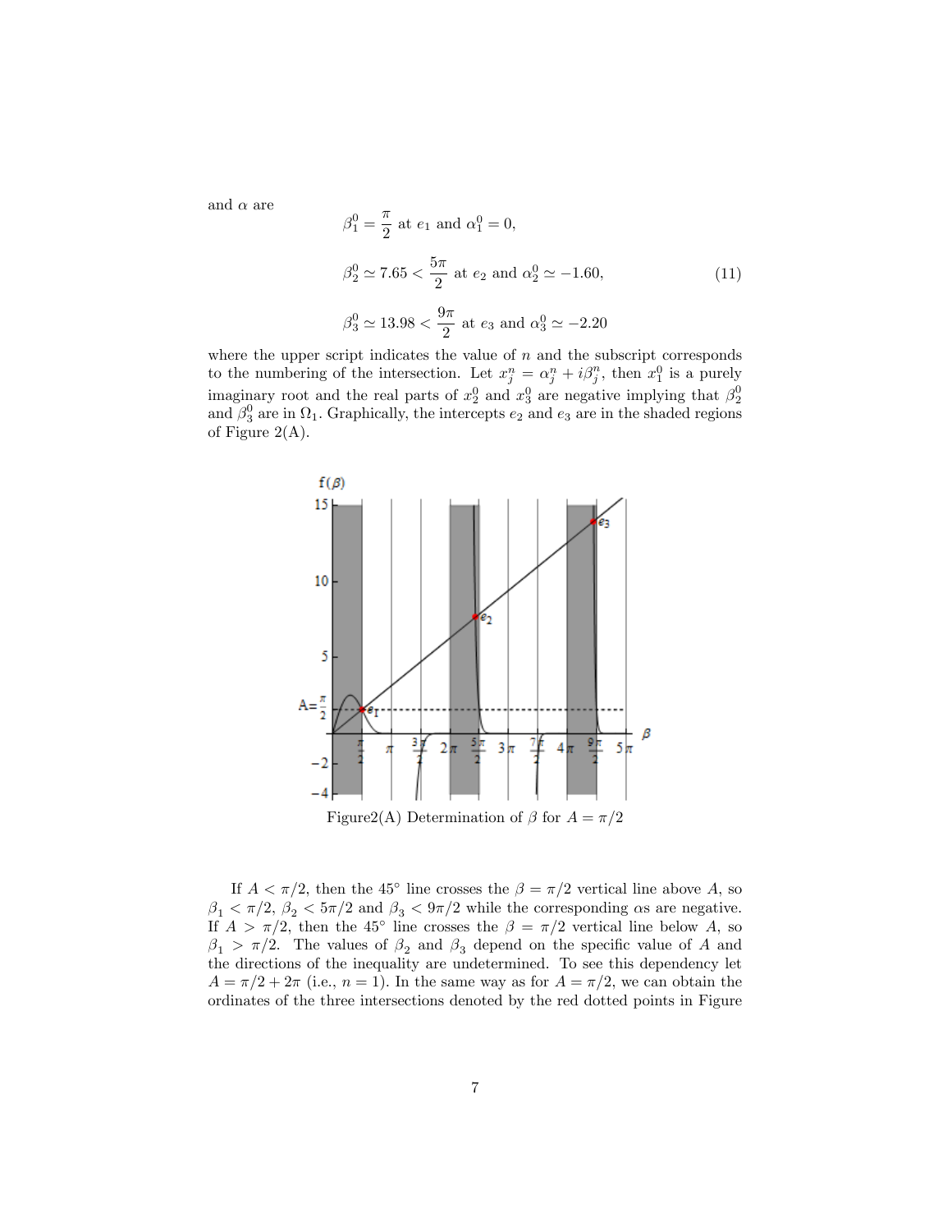and $\alpha$ are

$$
\begin{aligned}
&\beta_1^0 = \frac{\pi}{2} \text{ at } e_1 \text{ and } \alpha_1^0 = 0, \\
&\beta_2^0 \simeq 7.65 < \frac{5\pi}{2} \text{ at } e_2 \text{ and } \alpha_2^0 \simeq -1.60, \\
&\beta_3^0 \simeq 13.98 < \frac{9\pi}{2} \text{ at } e_3 \text{ and } \alpha_3^0 \simeq -2.20
\end{aligned}
\tag{11}
$$

where the upper script indicates the value of $n$ and the subscript corresponds to the numbering of the intersection. Let $x_j^n = \alpha_j^n + i\beta_j^n$, then $x_1^0$ is a purely imaginary root and the real parts of $x_2^0$ and $x_3^0$ are negative implying that $\beta_2^0$ and $\beta_3^0$ are in $\Omega_1$. Graphically, the intercepts $e_2$ and $e_3$ are in the shaded regions of Figure 2(A).

Figure2(A) Determination of $\beta$ for $A = \pi/2$

If $A < \pi/2$, then the 45° line crosses the $\beta = \pi/2$ vertical line above $A$, so $\beta_1 < \pi/2$, $\beta_2 < 5\pi/2$ and $\beta_3 < 9\pi/2$ while the corresponding $\alpha$s are negative. If $A > \pi/2$, then the 45° line crosses the $\beta = \pi/2$ vertical line below $A$, so $\beta_1 > \pi/2$. The values of $\beta_2$ and $\beta_3$ depend on the specific value of $A$ and the directions of the inequality are undetermined. To see this dependency let $A = \pi/2 + 2\pi$ (i.e., $n = 1$). In the same way as for $A = \pi/2$, we can obtain the ordinates of the three intersections denoted by the red dotted points in Figure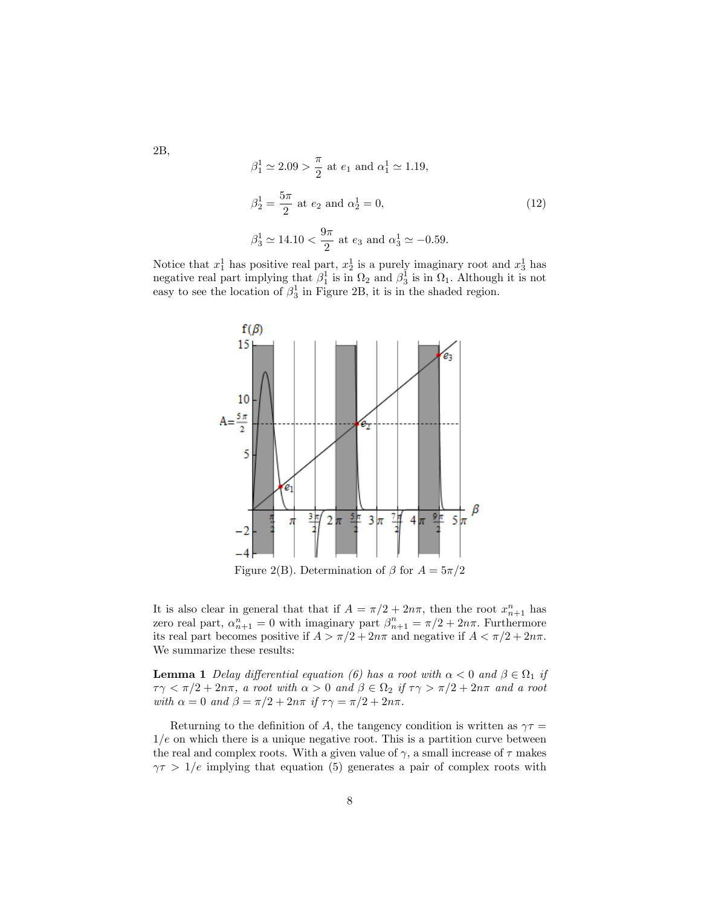2B,

$$\beta_1^1 \simeq 2.09 > \frac{\pi}{2} \text{ at } e_1 \text{ and } \alpha_1^1 \simeq 1.19,$$

$$\beta_2^1 = \frac{5\pi}{2} \text{ at } e_2 \text{ and } \alpha_2^1 = 0, \tag{12}$$

$$\beta_3^1 \simeq 14.10 < \frac{9\pi}{2} \text{ at } e_3 \text{ and } \alpha_3^1 \simeq -0.59.$$

Notice that $x_1^1$ has positive real part, $x_2^1$ is a purely imaginary root and $x_3^1$ has negative real part implying that $\beta_1^1$ is in $\Omega_2$ and $\beta_3^1$ is in $\Omega_1$. Although it is not easy to see the location of $\beta_3^1$ in Figure 2B, it is in the shaded region.

Figure 2(B). Determination of $\beta$ for $A = 5\pi/2$

It is also clear in general that that if $A = \pi/2 + 2n\pi$, then the root $x_{n+1}^n$ has zero real part, $\alpha_{n+1}^n = 0$ with imaginary part $\beta_{n+1}^n = \pi/2 + 2n\pi$. Furthermore its real part becomes positive if $A > \pi/2 + 2n\pi$ and negative if $A < \pi/2 + 2n\pi$. We summarize these results:

**Lemma 1** *Delay differential equation (6) has a root with $\alpha < 0$ and $\beta \in \Omega_1$ if $\tau\gamma < \pi/2 + 2n\pi$, a root with $\alpha > 0$ and $\beta \in \Omega_2$ if $\tau\gamma > \pi/2 + 2n\pi$ and a root with $\alpha = 0$ and $\beta = \pi/2 + 2n\pi$ if $\tau\gamma = \pi/2 + 2n\pi$.*

Returning to the definition of $A$, the tangency condition is written as $\gamma\tau = 1/e$ on which there is a unique negative root. This is a partition curve between the real and complex roots. With a given value of $\gamma$, a small increase of $\tau$ makes $\gamma\tau > 1/e$ implying that equation (5) generates a pair of complex roots with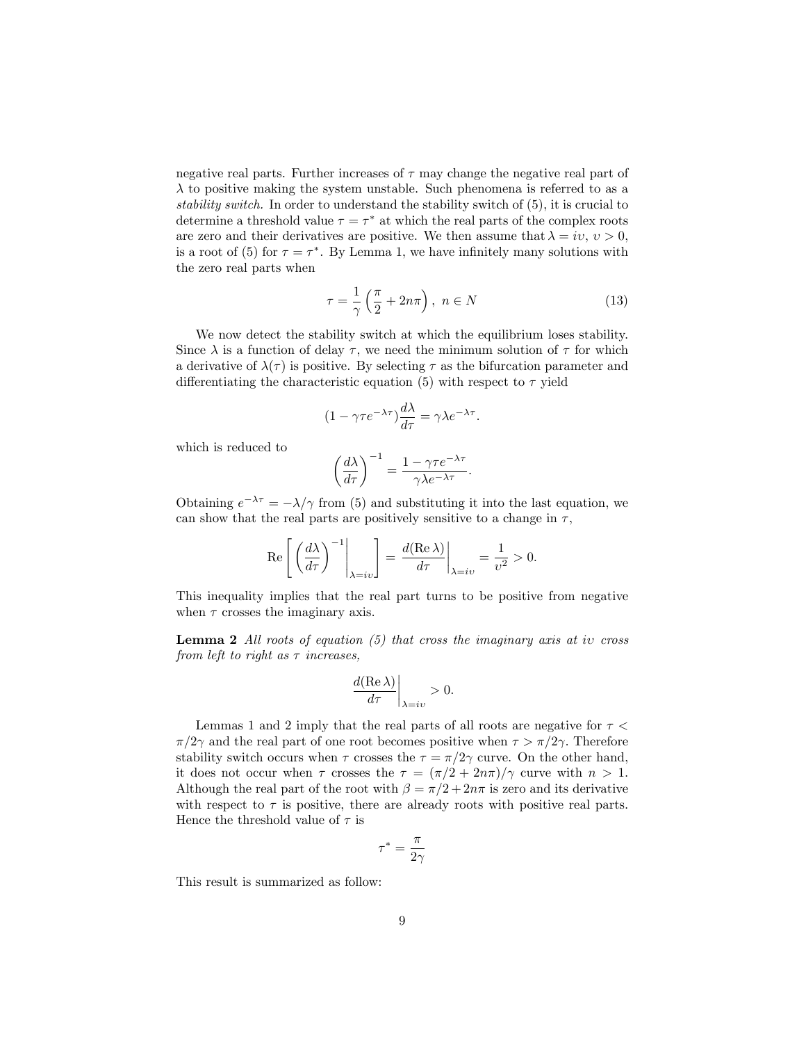negative real parts. Further increases of $\tau$ may change the negative real part of $\lambda$ to positive making the system unstable. Such phenomena is referred to as a *stability switch.* In order to understand the stability switch of (5), it is crucial to determine a threshold value $\tau = \tau^*$ at which the real parts of the complex roots are zero and their derivatives are positive. We then assume that $\lambda = i\upsilon$, $\upsilon > 0$, is a root of (5) for $\tau = \tau^*$. By Lemma 1, we have infinitely many solutions with the zero real parts when

$$\tau = \frac{1}{\gamma}\left(\frac{\pi}{2} + 2n\pi\right),\ n \in N \tag{13}$$

We now detect the stability switch at which the equilibrium loses stability. Since $\lambda$ is a function of delay $\tau$, we need the minimum solution of $\tau$ for which a derivative of $\lambda(\tau)$ is positive. By selecting $\tau$ as the bifurcation parameter and differentiating the characteristic equation (5) with respect to $\tau$ yield

$$(1 - \gamma\tau e^{-\lambda\tau})\frac{d\lambda}{d\tau} = \gamma\lambda e^{-\lambda\tau}.$$

which is reduced to

$$\left(\frac{d\lambda}{d\tau}\right)^{-1} = \frac{1 - \gamma\tau e^{-\lambda\tau}}{\gamma\lambda e^{-\lambda\tau}}.$$

Obtaining $e^{-\lambda\tau} = -\lambda/\gamma$ from (5) and substituting it into the last equation, we can show that the real parts are positively sensitive to a change in $\tau$,

$$\mathrm{Re}\left[\left.\left(\frac{d\lambda}{d\tau}\right)^{-1}\right|_{\lambda=i\upsilon}\right] = \left.\frac{d(\mathrm{Re}\,\lambda)}{d\tau}\right|_{\lambda=i\upsilon} = \frac{1}{\upsilon^2} > 0.$$

This inequality implies that the real part turns to be positive from negative when $\tau$ crosses the imaginary axis.

**Lemma 2** *All roots of equation (5) that cross the imaginary axis at $i\upsilon$ cross from left to right as $\tau$ increases,*

$$\left.\frac{d(\mathrm{Re}\,\lambda)}{d\tau}\right|_{\lambda=i\upsilon} > 0.$$

Lemmas 1 and 2 imply that the real parts of all roots are negative for $\tau < \pi/2\gamma$ and the real part of one root becomes positive when $\tau > \pi/2\gamma$. Therefore stability switch occurs when $\tau$ crosses the $\tau = \pi/2\gamma$ curve. On the other hand, it does not occur when $\tau$ crosses the $\tau = (\pi/2 + 2n\pi)/\gamma$ curve with $n > 1$. Although the real part of the root with $\beta = \pi/2 + 2n\pi$ is zero and its derivative with respect to $\tau$ is positive, there are already roots with positive real parts. Hence the threshold value of $\tau$ is

$$\tau^* = \frac{\pi}{2\gamma}$$

This result is summarized as follow: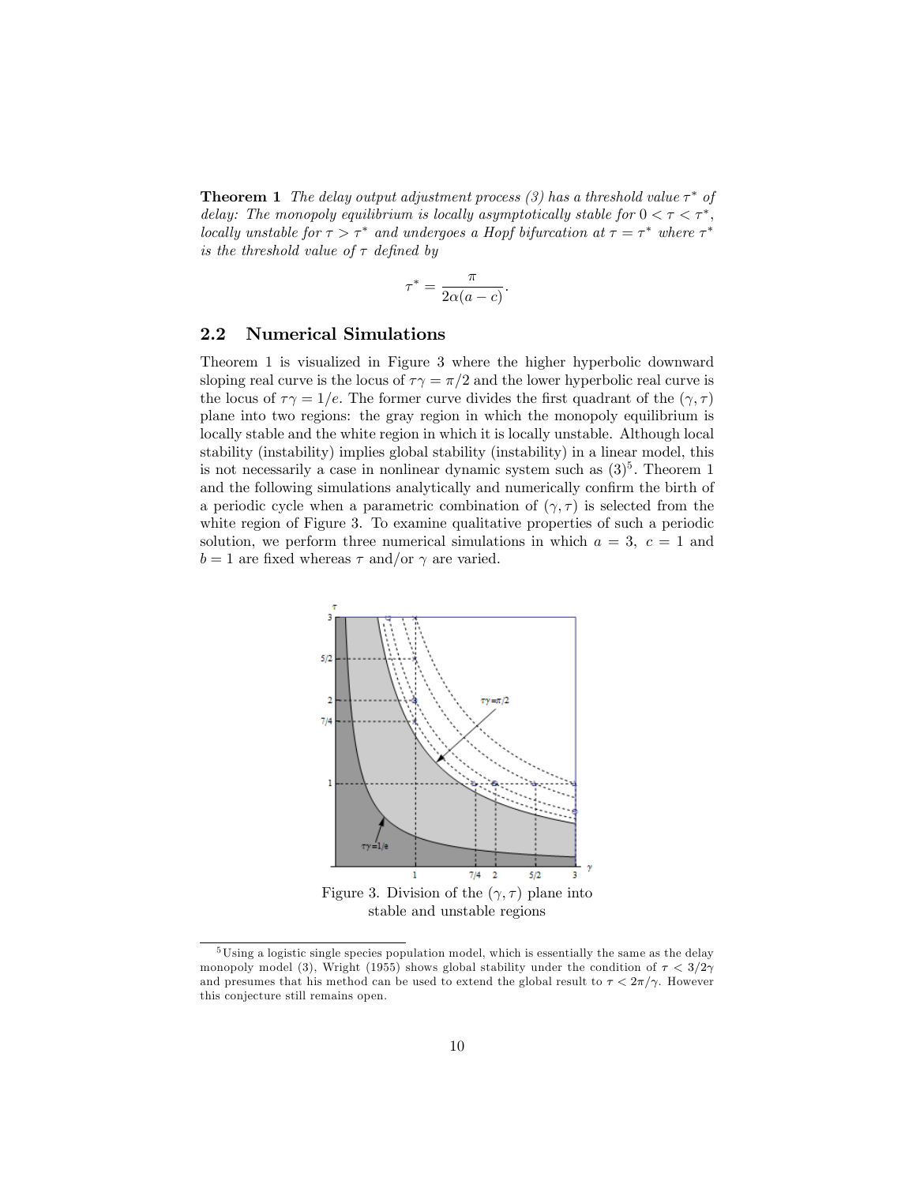**Theorem 1** *The delay output adjustment process (3) has a threshold value $\tau^*$ of delay: The monopoly equilibrium is locally asymptotically stable for $0 < \tau < \tau^*$, locally unstable for $\tau > \tau^*$ and undergoes a Hopf bifurcation at $\tau = \tau^*$ where $\tau^*$ is the threshold value of $\tau$ defined by*

$$\tau^* = \frac{\pi}{2\alpha(a-c)}.$$

## 2.2 Numerical Simulations

Theorem 1 is visualized in Figure 3 where the higher hyperbolic downward sloping real curve is the locus of $\tau\gamma = \pi/2$ and the lower hyperbolic real curve is the locus of $\tau\gamma = 1/e$. The former curve divides the first quadrant of the $(\gamma, \tau)$ plane into two regions: the gray region in which the monopoly equilibrium is locally stable and the white region in which it is locally unstable. Although local stability (instability) implies global stability (instability) in a linear model, this is not necessarily a case in nonlinear dynamic system such as (3)[5]. Theorem 1 and the following simulations analytically and numerically confirm the birth of a periodic cycle when a parametric combination of $(\gamma, \tau)$ is selected from the white region of Figure 3. To examine qualitative properties of such a periodic solution, we perform three numerical simulations in which $a = 3$, $c = 1$ and $b = 1$ are fixed whereas $\tau$ and/or $\gamma$ are varied.

Figure 3. Division of the $(\gamma, \tau)$ plane into stable and unstable regions

[5] Using a logistic single species population model, which is essentially the same as the delay monopoly model (3), Wright (1955) shows global stability under the condition of $\tau < 3/2\gamma$ and presumes that his method can be used to extend the global result to $\tau < 2\pi/\gamma$. However this conjecture still remains open.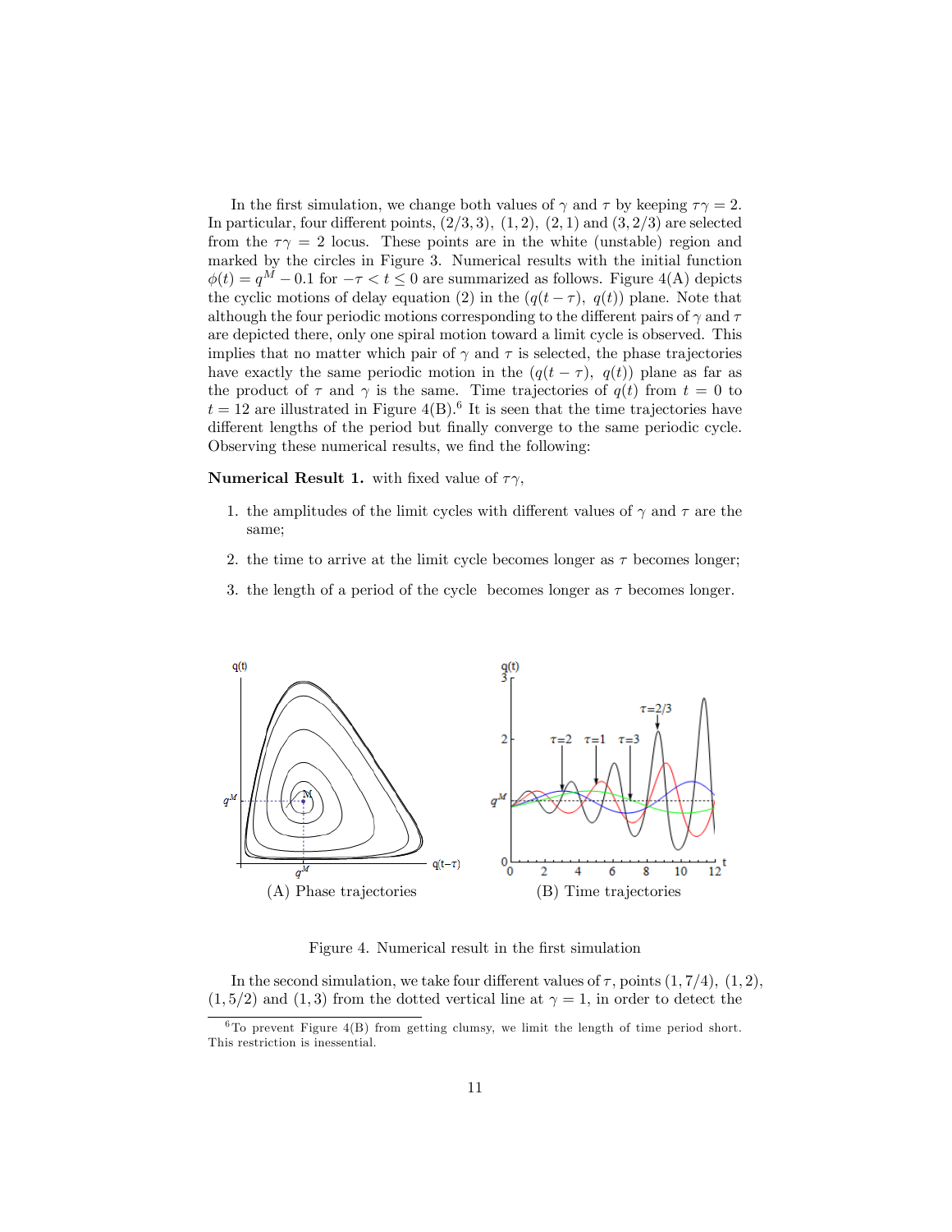In the first simulation, we change both values of $\gamma$ and $\tau$ by keeping $\tau\gamma = 2$. In particular, four different points, $(2/3, 3)$, $(1, 2)$, $(2, 1)$ and $(3, 2/3)$ are selected from the $\tau\gamma = 2$ locus. These points are in the white (unstable) region and marked by the circles in Figure 3. Numerical results with the initial function $\phi(t) = q^M - 0.1$ for $-\tau < t \leq 0$ are summarized as follows. Figure 4(A) depicts the cyclic motions of delay equation (2) in the $(q(t-\tau),\ q(t))$ plane. Note that although the four periodic motions corresponding to the different pairs of $\gamma$ and $\tau$ are depicted there, only one spiral motion toward a limit cycle is observed. This implies that no matter which pair of $\gamma$ and $\tau$ is selected, the phase trajectories have exactly the same periodic motion in the $(q(t-\tau),\ q(t))$ plane as far as the product of $\tau$ and $\gamma$ is the same. Time trajectories of $q(t)$ from $t = 0$ to $t = 12$ are illustrated in Figure 4(B).[6] It is seen that the time trajectories have different lengths of the period but finally converge to the same periodic cycle. Observing these numerical results, we find the following:

**Numerical Result 1.** with fixed value of $\tau\gamma$,

1. the amplitudes of the limit cycles with different values of $\gamma$ and $\tau$ are the same;
2. the time to arrive at the limit cycle becomes longer as $\tau$ becomes longer;
3. the length of a period of the cycle becomes longer as $\tau$ becomes longer.

(A) Phase trajectories

(B) Time trajectories

Figure 4. Numerical result in the first simulation

In the second simulation, we take four different values of $\tau$, points $(1, 7/4)$, $(1, 2)$, $(1, 5/2)$ and $(1, 3)$ from the dotted vertical line at $\gamma = 1$, in order to detect the

[6] To prevent Figure 4(B) from getting clumsy, we limit the length of time period short. This restriction is inessential.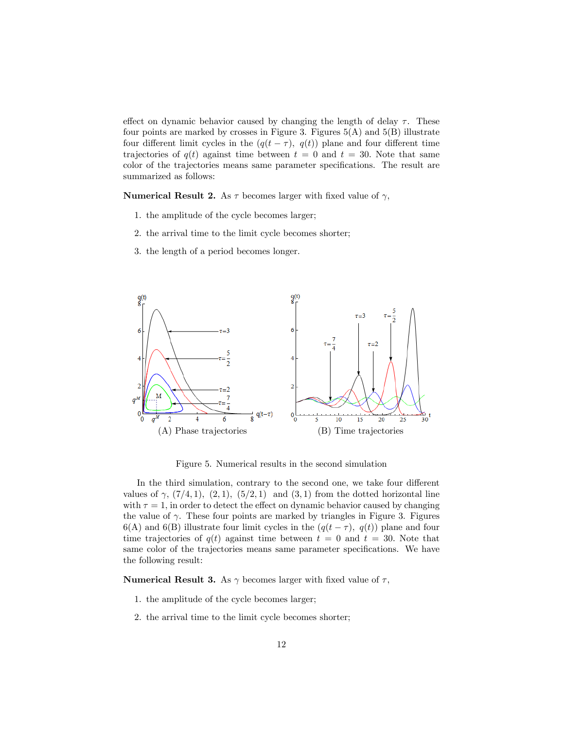effect on dynamic behavior caused by changing the length of delay $\tau$. These four points are marked by crosses in Figure 3. Figures 5(A) and 5(B) illustrate four different limit cycles in the $(q(t-\tau),\ q(t))$ plane and four different time trajectories of $q(t)$ against time between $t = 0$ and $t = 30$. Note that same color of the trajectories means same parameter specifications. The result are summarized as follows:

**Numerical Result 2.** As $\tau$ becomes larger with fixed value of $\gamma$,

1. the amplitude of the cycle becomes larger;
2. the arrival time to the limit cycle becomes shorter;
3. the length of a period becomes longer.

(A) Phase trajectories (B) Time trajectories

Figure 5. Numerical results in the second simulation

In the third simulation, contrary to the second one, we take four different values of $\gamma$, $(7/4, 1)$, $(2, 1)$, $(5/2, 1)$ and $(3, 1)$ from the dotted horizontal line with $\tau = 1$, in order to detect the effect on dynamic behavior caused by changing the value of $\gamma$. These four points are marked by triangles in Figure 3. Figures 6(A) and 6(B) illustrate four limit cycles in the $(q(t-\tau),\ q(t))$ plane and four time trajectories of $q(t)$ against time between $t = 0$ and $t = 30$. Note that same color of the trajectories means same parameter specifications. We have the following result:

**Numerical Result 3.** As $\gamma$ becomes larger with fixed value of $\tau$,

1. the amplitude of the cycle becomes larger;
2. the arrival time to the limit cycle becomes shorter;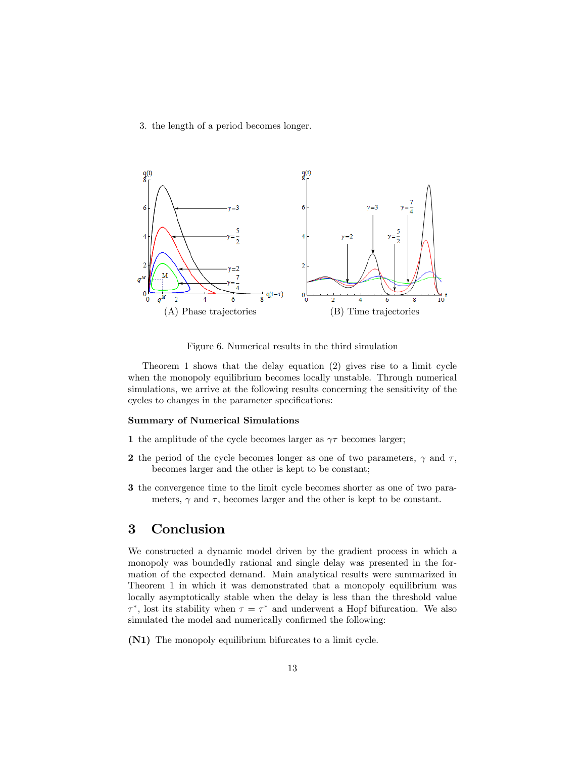3. the length of a period becomes longer.

(A) Phase trajectories

(B) Time trajectories

Figure 6. Numerical results in the third simulation

Theorem 1 shows that the delay equation (2) gives rise to a limit cycle when the monopoly equilibrium becomes locally unstable. Through numerical simulations, we arrive at the following results concerning the sensitivity of the cycles to changes in the parameter specifications:

**Summary of Numerical Simulations**

**1** the amplitude of the cycle becomes larger as $\gamma\tau$ becomes larger;

**2** the period of the cycle becomes longer as one of two parameters, $\gamma$ and $\tau$, becomes larger and the other is kept to be constant;

**3** the convergence time to the limit cycle becomes shorter as one of two parameters, $\gamma$ and $\tau$, becomes larger and the other is kept to be constant.

# 3 Conclusion

We constructed a dynamic model driven by the gradient process in which a monopoly was boundedly rational and single delay was presented in the formation of the expected demand. Main analytical results were summarized in Theorem 1 in which it was demonstrated that a monopoly equilibrium was locally asymptotically stable when the delay is less than the threshold value $\tau^*$, lost its stability when $\tau = \tau^*$ and underwent a Hopf bifurcation. We also simulated the model and numerically confirmed the following:

**(N1)** The monopoly equilibrium bifurcates to a limit cycle.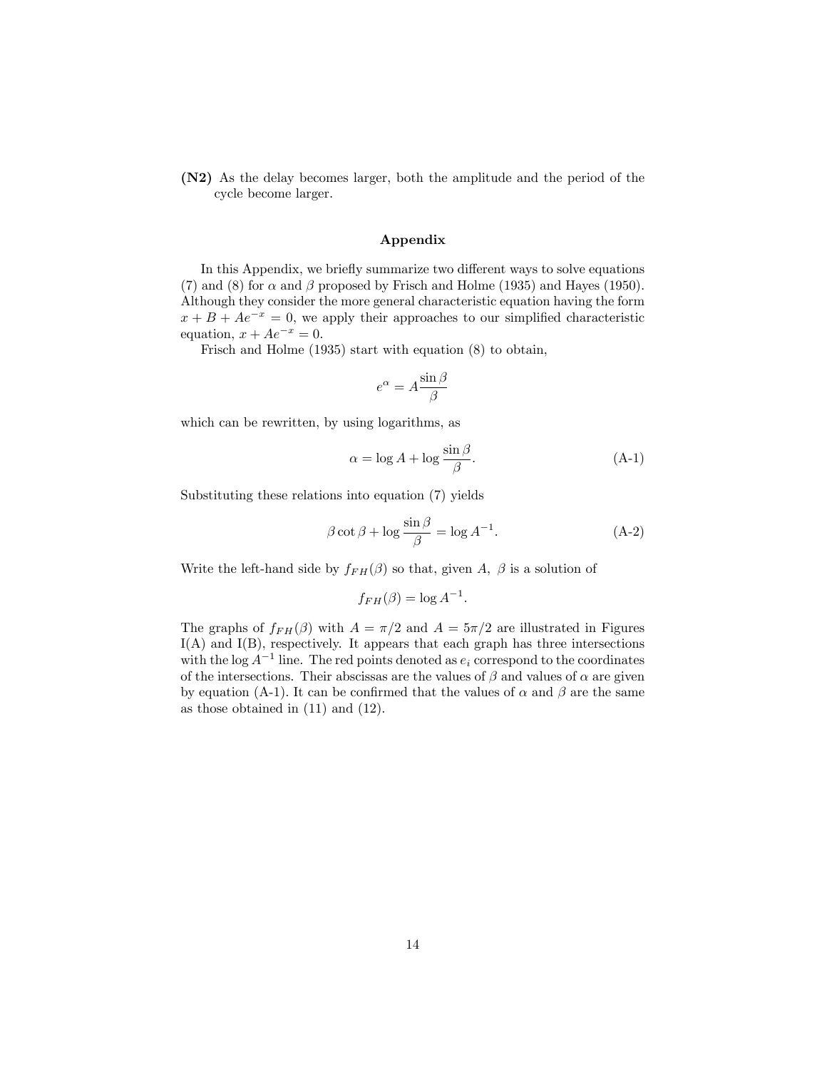**(N2)** As the delay becomes larger, both the amplitude and the period of the cycle become larger.

## Appendix

In this Appendix, we briefly summarize two different ways to solve equations (7) and (8) for $\alpha$ and $\beta$ proposed by Frisch and Holme (1935) and Hayes (1950). Although they consider the more general characteristic equation having the form $x + B + Ae^{-x} = 0$, we apply their approaches to our simplified characteristic equation, $x + Ae^{-x} = 0$.

Frisch and Holme (1935) start with equation (8) to obtain,

$$e^{\alpha} = A \frac{\sin \beta}{\beta}$$

which can be rewritten, by using logarithms, as

$$\alpha = \log A + \log \frac{\sin \beta}{\beta}. \tag{A-1}$$

Substituting these relations into equation (7) yields

$$\beta \cot \beta + \log \frac{\sin \beta}{\beta} = \log A^{-1}. \tag{A-2}$$

Write the left-hand side by $f_{FH}(\beta)$ so that, given $A$, $\beta$ is a solution of

$$f_{FH}(\beta) = \log A^{-1}.$$

The graphs of $f_{FH}(\beta)$ with $A = \pi/2$ and $A = 5\pi/2$ are illustrated in Figures I(A) and I(B), respectively. It appears that each graph has three intersections with the $\log A^{-1}$ line. The red points denoted as $e_i$ correspond to the coordinates of the intersections. Their abscissas are the values of $\beta$ and values of $\alpha$ are given by equation (A-1). It can be confirmed that the values of $\alpha$ and $\beta$ are the same as those obtained in (11) and (12).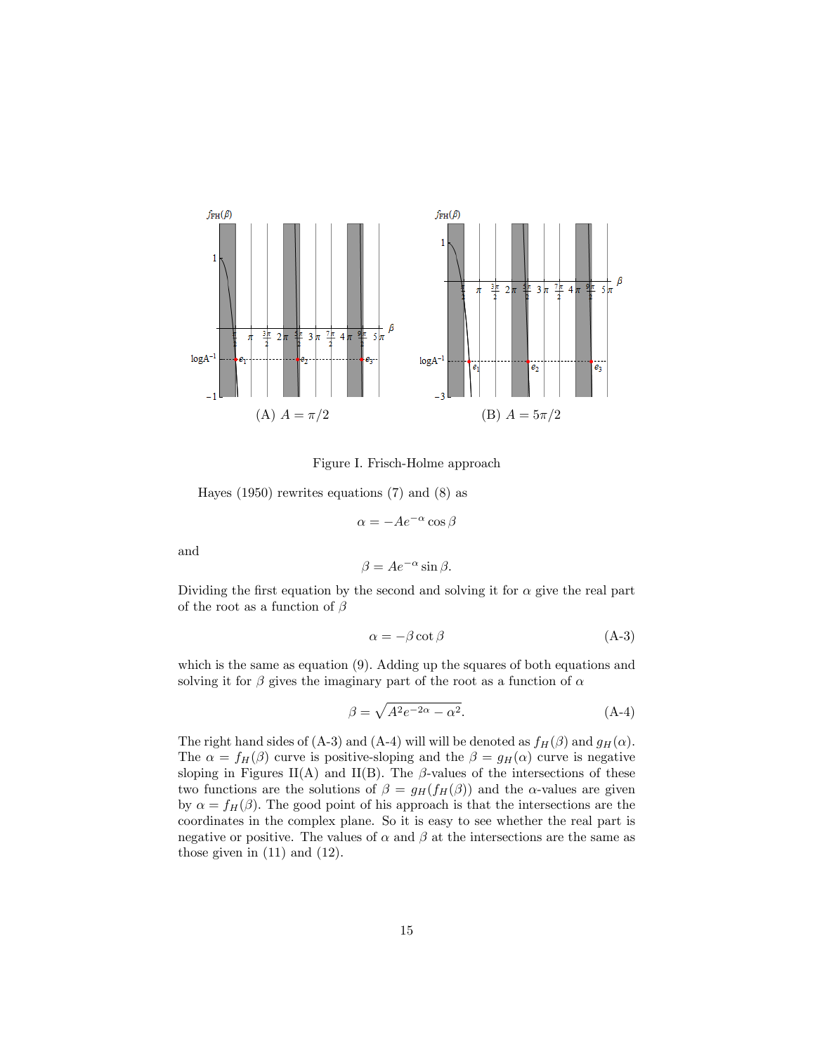(A) $A = \pi/2$

(B) $A = 5\pi/2$

Figure I. Frisch-Holme approach

Hayes (1950) rewrites equations (7) and (8) as

$$\alpha = -Ae^{-\alpha}\cos\beta$$

and

$$\beta = Ae^{-\alpha}\sin\beta.$$

Dividing the first equation by the second and solving it for $\alpha$ give the real part of the root as a function of $\beta$

$$\alpha = -\beta\cot\beta \tag{A-3}$$

which is the same as equation (9). Adding up the squares of both equations and solving it for $\beta$ gives the imaginary part of the root as a function of $\alpha$

$$\beta = \sqrt{A^2e^{-2\alpha} - \alpha^2}. \tag{A-4}$$

The right hand sides of (A-3) and (A-4) will will be denoted as $f_H(\beta)$ and $g_H(\alpha)$. The $\alpha = f_H(\beta)$ curve is positive-sloping and the $\beta = g_H(\alpha)$ curve is negative sloping in Figures II(A) and II(B). The $\beta$-values of the intersections of these two functions are the solutions of $\beta = g_H(f_H(\beta))$ and the $\alpha$-values are given by $\alpha = f_H(\beta)$. The good point of his approach is that the intersections are the coordinates in the complex plane. So it is easy to see whether the real part is negative or positive. The values of $\alpha$ and $\beta$ at the intersections are the same as those given in (11) and (12).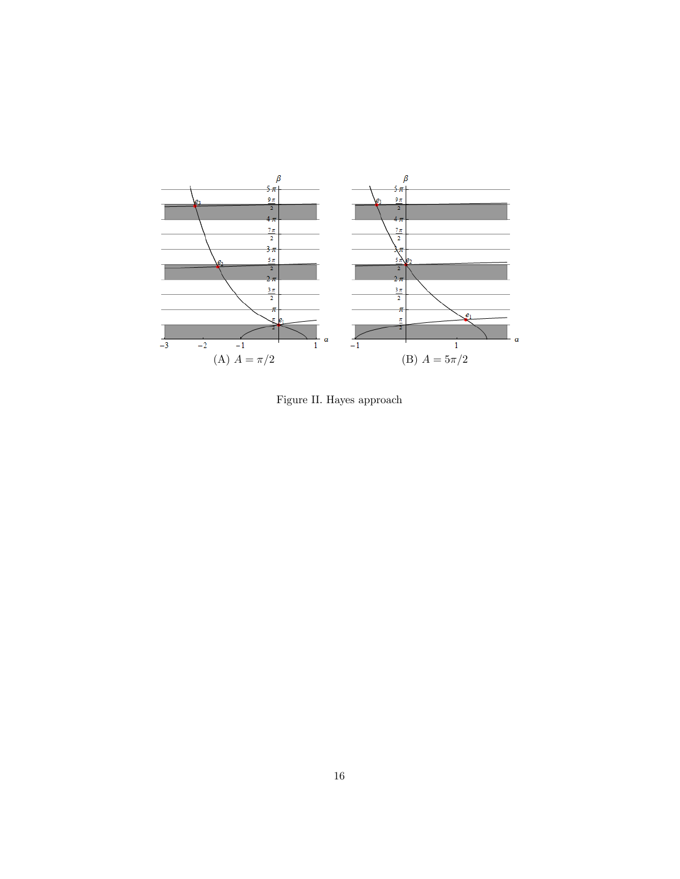(A) $A = \pi/2$

(B) $A = 5\pi/2$

Figure II. Hayes approach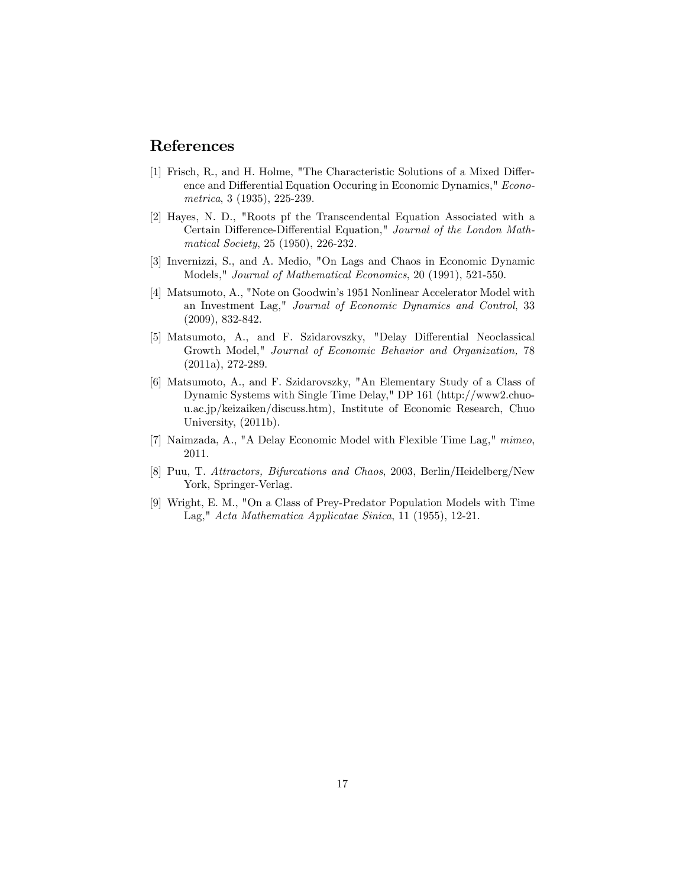## References

[1] Frisch, R., and H. Holme, "The Characteristic Solutions of a Mixed Difference and Differential Equation Occuring in Economic Dynamics," *Econometrica*, 3 (1935), 225-239.

[2] Hayes, N. D., "Roots pf the Transcendental Equation Associated with a Certain Difference-Differential Equation," *Journal of the London Mathmatical Society*, 25 (1950), 226-232.

[3] Invernizzi, S., and A. Medio, "On Lags and Chaos in Economic Dynamic Models," *Journal of Mathematical Economics*, 20 (1991), 521-550.

[4] Matsumoto, A., "Note on Goodwin's 1951 Nonlinear Accelerator Model with an Investment Lag," *Journal of Economic Dynamics and Control*, 33 (2009), 832-842.

[5] Matsumoto, A., and F. Szidarovszky, "Delay Differential Neoclassical Growth Model," *Journal of Economic Behavior and Organization,* 78 (2011a), 272-289.

[6] Matsumoto, A., and F. Szidarovszky, "An Elementary Study of a Class of Dynamic Systems with Single Time Delay," DP 161 (http://www2.chuo-u.ac.jp/keizaiken/discuss.htm), Institute of Economic Research, Chuo University, (2011b).

[7] Naimzada, A., "A Delay Economic Model with Flexible Time Lag," *mimeo*, 2011.

[8] Puu, T. *Attractors, Bifurcations and Chaos*, 2003, Berlin/Heidelberg/New York, Springer-Verlag.

[9] Wright, E. M., "On a Class of Prey-Predator Population Models with Time Lag," *Acta Mathematica Applicatae Sinica*, 11 (1955), 12-21.